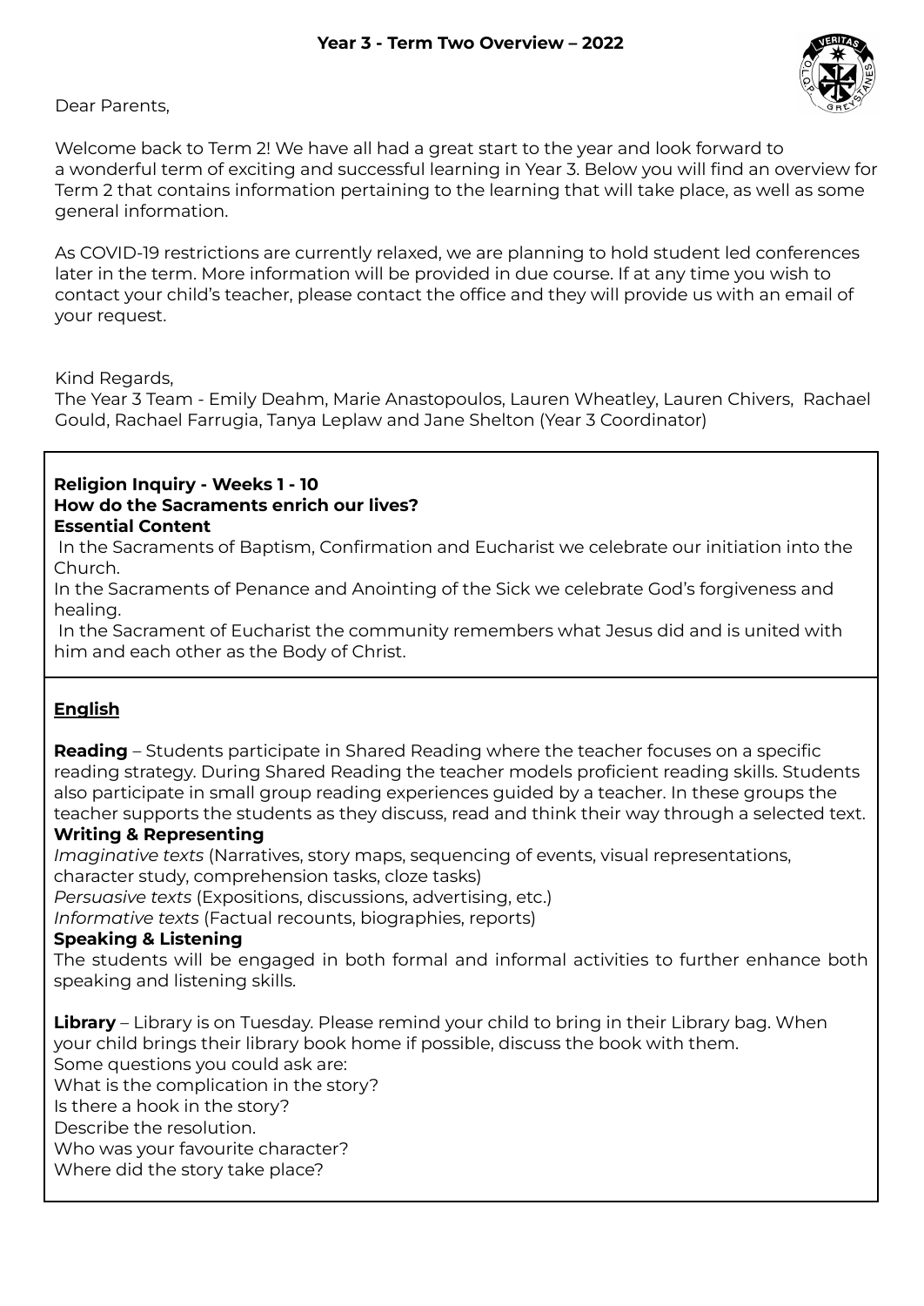# Year 3 - Term Two Overview – 2022

Dear Parents,

Welcome back to Term 2! We have all had a great start to the year and look forward to a wonderful term of exciting and successful learning in Year 3. Below you will find an overview for Term 2 that contains information pertaining to the learning that will take place, as well as some general information.

As COVID-19 restrictions are currently relaxed, we are planning to hold student led conferences later in the term. More information will be provided in due course. If at any time you wish to contact your child's teacher, please contact the office and they will provide us with an email of your request.

Kind Regards,
The Year 3 Team - Emily Deahm, Marie Anastopoulos, Lauren Wheatley, Lauren Chivers, Rachael Gould, Rachael Farrugia, Tanya Leplaw and Jane Shelton (Year 3 Coordinator)

**Religion Inquiry - Weeks 1 - 10**
**How do the Sacraments enrich our lives?**
**Essential Content**

In the Sacraments of Baptism, Confirmation and Eucharist we celebrate our initiation into the Church.
In the Sacraments of Penance and Anointing of the Sick we celebrate God's forgiveness and healing.
In the Sacrament of Eucharist the community remembers what Jesus did and is united with him and each other as the Body of Christ.

## English

**Reading** – Students participate in Shared Reading where the teacher focuses on a specific reading strategy. During Shared Reading the teacher models proficient reading skills. Students also participate in small group reading experiences guided by a teacher. In these groups the teacher supports the students as they discuss, read and think their way through a selected text.

**Writing & Representing**

*Imaginative texts* (Narratives, story maps, sequencing of events, visual representations, character study, comprehension tasks, cloze tasks)
*Persuasive texts* (Expositions, discussions, advertising, etc.)
*Informative texts* (Factual recounts, biographies, reports)

**Speaking & Listening**

The students will be engaged in both formal and informal activities to further enhance both speaking and listening skills.

**Library** – Library is on Tuesday. Please remind your child to bring in their Library bag. When your child brings their library book home if possible, discuss the book with them.
Some questions you could ask are:
What is the complication in the story?
Is there a hook in the story?
Describe the resolution.
Who was your favourite character?
Where did the story take place?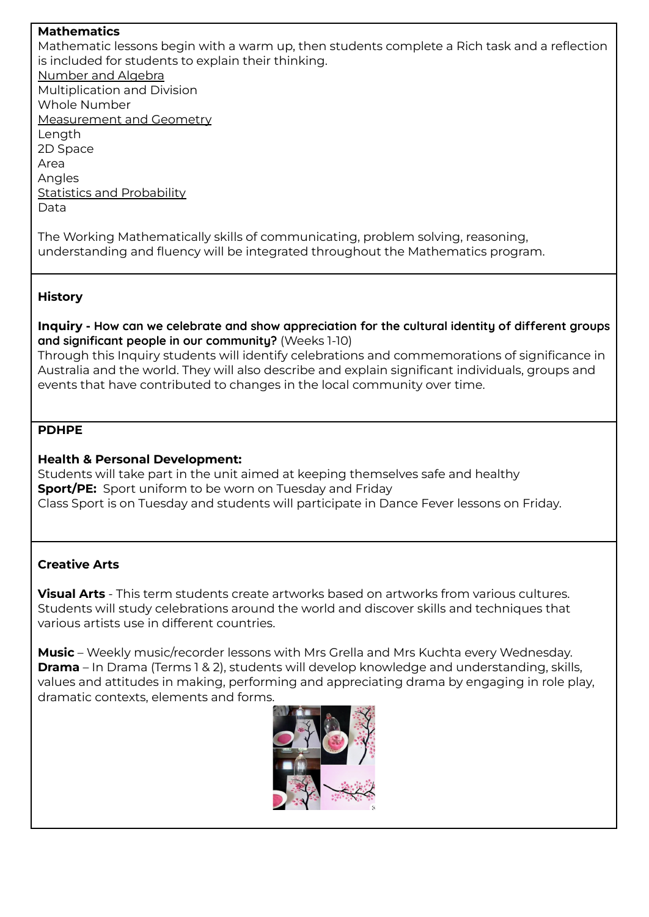**Mathematics**

Mathematic lessons begin with a warm up, then students complete a Rich task and a reflection is included for students to explain their thinking.

Number and Algebra

Multiplication and Division

Whole Number

Measurement and Geometry

Length

2D Space

Area

Angles

Statistics and Probability

Data

The Working Mathematically skills of communicating, problem solving, reasoning, understanding and fluency will be integrated throughout the Mathematics program.

**History**

**Inquiry - How can we celebrate and show appreciation for the cultural identity of different groups and significant people in our community?** (Weeks 1-10)

Through this Inquiry students will identify celebrations and commemorations of significance in Australia and the world. They will also describe and explain significant individuals, groups and events that have contributed to changes in the local community over time.

**PDHPE**

**Health & Personal Development:**

Students will take part in the unit aimed at keeping themselves safe and healthy

**Sport/PE:** Sport uniform to be worn on Tuesday and Friday

Class Sport is on Tuesday and students will participate in Dance Fever lessons on Friday.

**Creative Arts**

**Visual Arts** - This term students create artworks based on artworks from various cultures. Students will study celebrations around the world and discover skills and techniques that various artists use in different countries.

**Music** – Weekly music/recorder lessons with Mrs Grella and Mrs Kuchta every Wednesday.

**Drama** – In Drama (Terms 1 & 2), students will develop knowledge and understanding, skills, values and attitudes in making, performing and appreciating drama by engaging in role play, dramatic contexts, elements and forms.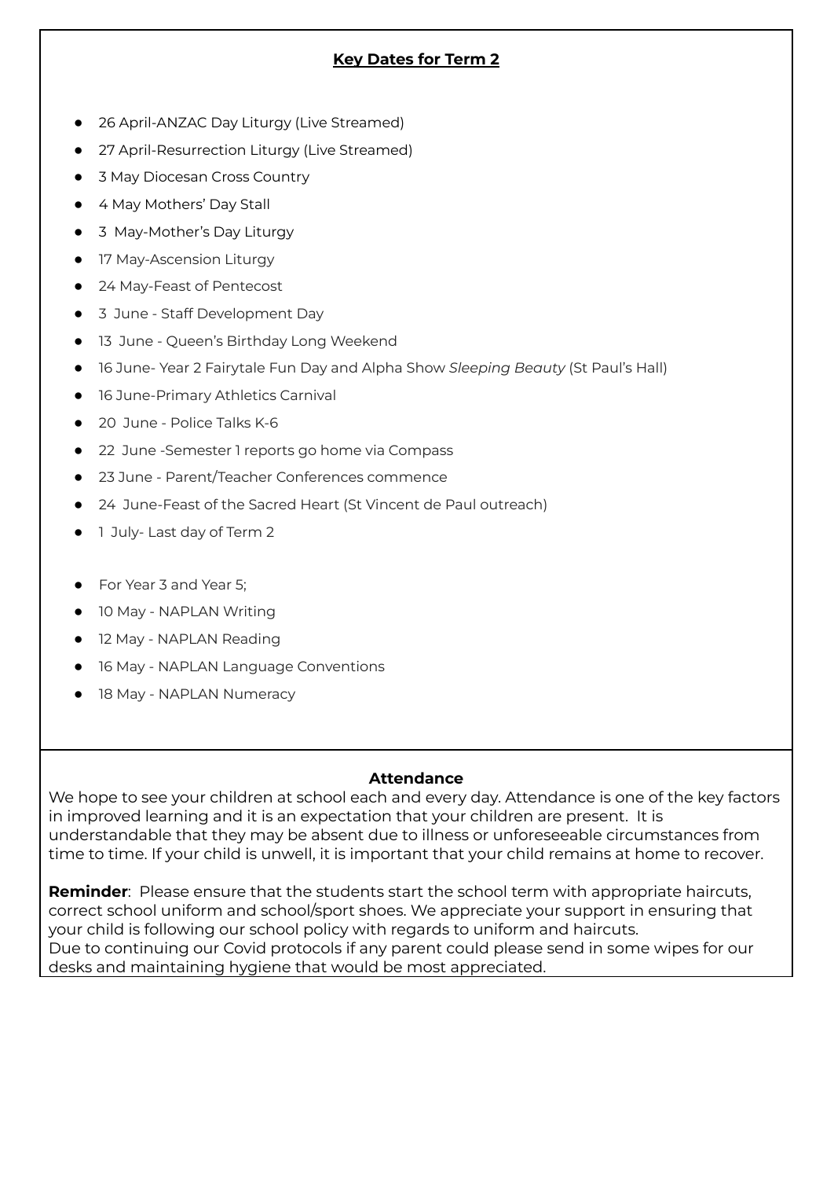## Key Dates for Term 2

- 26 April-ANZAC Day Liturgy (Live Streamed)
- 27 April-Resurrection Liturgy (Live Streamed)
- 3 May Diocesan Cross Country
- 4 May Mothers' Day Stall
- 3 May-Mother's Day Liturgy
- 17 May-Ascension Liturgy
- 24 May-Feast of Pentecost
- 3 June - Staff Development Day
- 13 June - Queen's Birthday Long Weekend
- 16 June- Year 2 Fairytale Fun Day and Alpha Show *Sleeping Beauty* (St Paul's Hall)
- 16 June-Primary Athletics Carnival
- 20 June - Police Talks K-6
- 22 June -Semester 1 reports go home via Compass
- 23 June - Parent/Teacher Conferences commence
- 24 June-Feast of the Sacred Heart (St Vincent de Paul outreach)
- 1 July- Last day of Term 2

- For Year 3 and Year 5;
- 10 May - NAPLAN Writing
- 12 May - NAPLAN Reading
- 16 May - NAPLAN Language Conventions
- 18 May - NAPLAN Numeracy

### Attendance

We hope to see your children at school each and every day. Attendance is one of the key factors in improved learning and it is an expectation that your children are present. It is understandable that they may be absent due to illness or unforeseeable circumstances from time to time. If your child is unwell, it is important that your child remains at home to recover.

**Reminder**: Please ensure that the students start the school term with appropriate haircuts, correct school uniform and school/sport shoes. We appreciate your support in ensuring that your child is following our school policy with regards to uniform and haircuts.
Due to continuing our Covid protocols if any parent could please send in some wipes for our desks and maintaining hygiene that would be most appreciated.